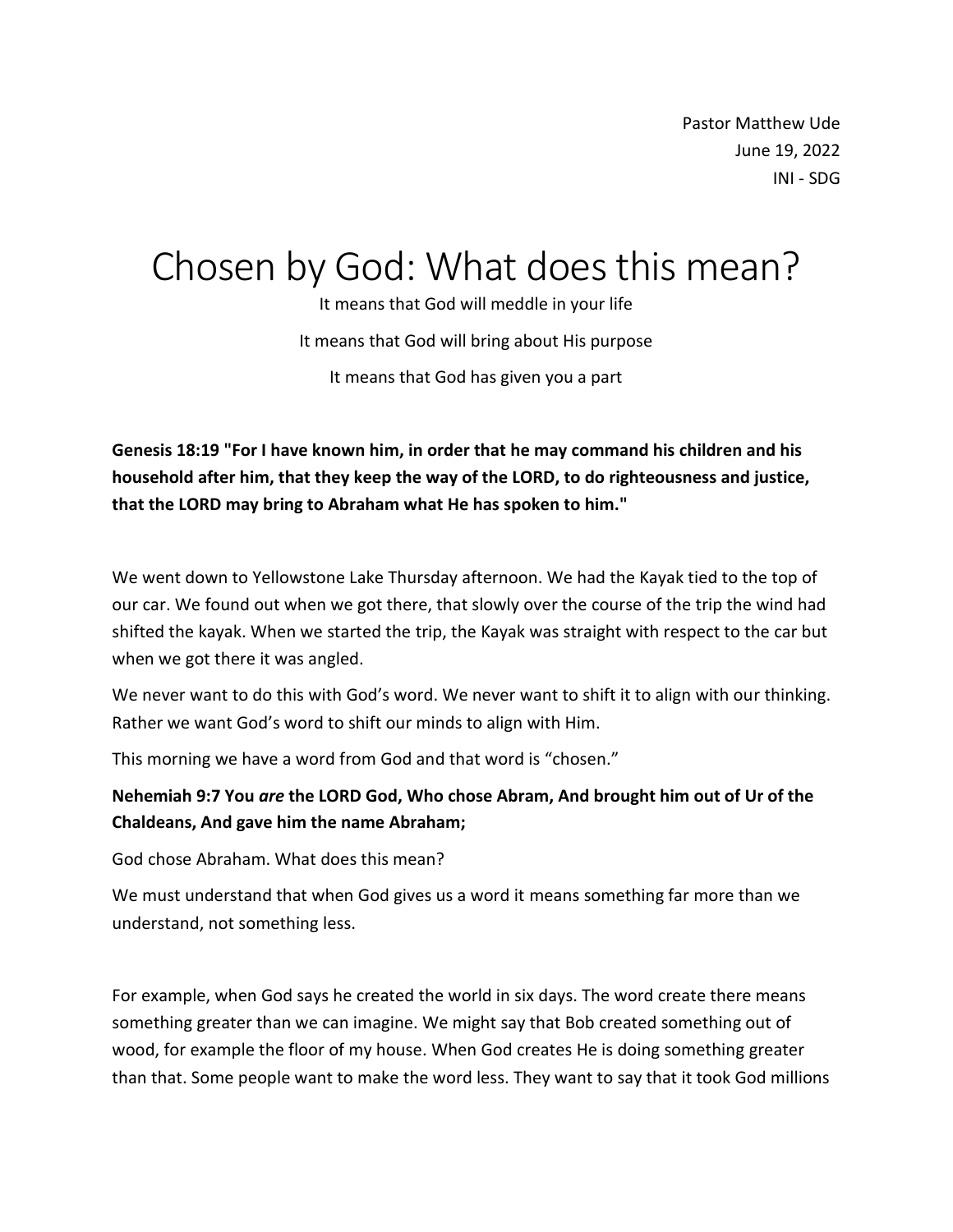Pastor Matthew Ude
June 19, 2022
INI - SDG

# Chosen by God: What does this mean?

It means that God will meddle in your life

It means that God will bring about His purpose

It means that God has given you a part

**Genesis 18:19 "For I have known him, in order that he may command his children and his household after him, that they keep the way of the LORD, to do righteousness and justice, that the LORD may bring to Abraham what He has spoken to him."**

We went down to Yellowstone Lake Thursday afternoon. We had the Kayak tied to the top of our car. We found out when we got there, that slowly over the course of the trip the wind had shifted the kayak. When we started the trip, the Kayak was straight with respect to the car but when we got there it was angled.

We never want to do this with God's word. We never want to shift it to align with our thinking. Rather we want God's word to shift our minds to align with Him.

This morning we have a word from God and that word is "chosen."

**Nehemiah 9:7 You *are* the LORD God, Who chose Abram, And brought him out of Ur of the Chaldeans, And gave him the name Abraham;**

God chose Abraham. What does this mean?

We must understand that when God gives us a word it means something far more than we understand, not something less.

For example, when God says he created the world in six days. The word create there means something greater than we can imagine. We might say that Bob created something out of wood, for example the floor of my house. When God creates He is doing something greater than that. Some people want to make the word less. They want to say that it took God millions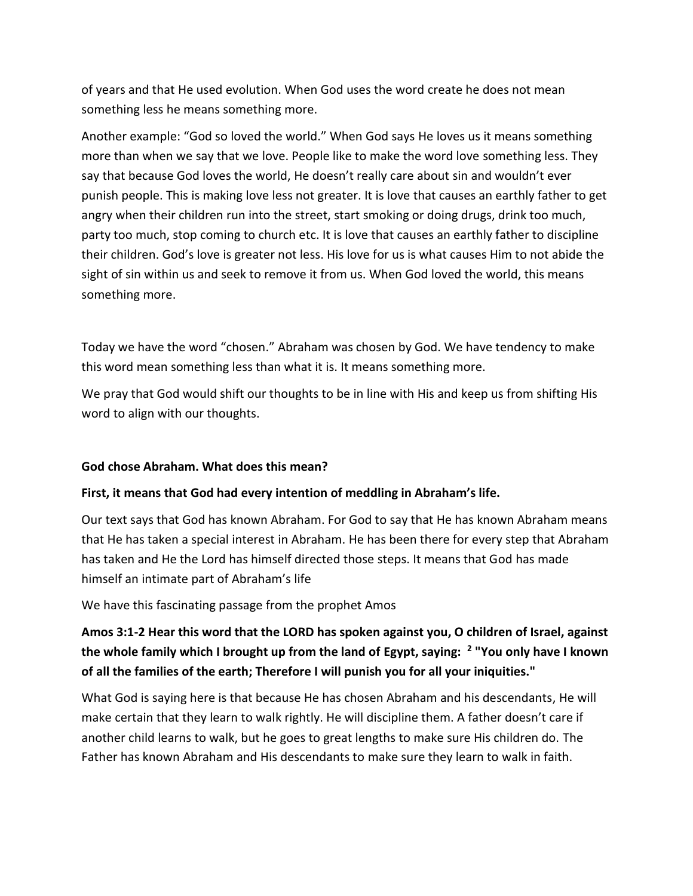of years and that He used evolution. When God uses the word create he does not mean something less he means something more.

Another example: "God so loved the world." When God says He loves us it means something more than when we say that we love. People like to make the word love something less. They say that because God loves the world, He doesn't really care about sin and wouldn't ever punish people. This is making love less not greater. It is love that causes an earthly father to get angry when their children run into the street, start smoking or doing drugs, drink too much, party too much, stop coming to church etc. It is love that causes an earthly father to discipline their children. God's love is greater not less. His love for us is what causes Him to not abide the sight of sin within us and seek to remove it from us. When God loved the world, this means something more.

Today we have the word "chosen." Abraham was chosen by God. We have tendency to make this word mean something less than what it is. It means something more.

We pray that God would shift our thoughts to be in line with His and keep us from shifting His word to align with our thoughts.

**God chose Abraham. What does this mean?**

**First, it means that God had every intention of meddling in Abraham's life.**

Our text says that God has known Abraham. For God to say that He has known Abraham means that He has taken a special interest in Abraham. He has been there for every step that Abraham has taken and He the Lord has himself directed those steps. It means that God has made himself an intimate part of Abraham's life

We have this fascinating passage from the prophet Amos

**Amos 3:1-2 Hear this word that the LORD has spoken against you, O children of Israel, against the whole family which I brought up from the land of Egypt, saying: [2] "You only have I known of all the families of the earth; Therefore I will punish you for all your iniquities."**

What God is saying here is that because He has chosen Abraham and his descendants, He will make certain that they learn to walk rightly. He will discipline them. A father doesn't care if another child learns to walk, but he goes to great lengths to make sure His children do. The Father has known Abraham and His descendants to make sure they learn to walk in faith.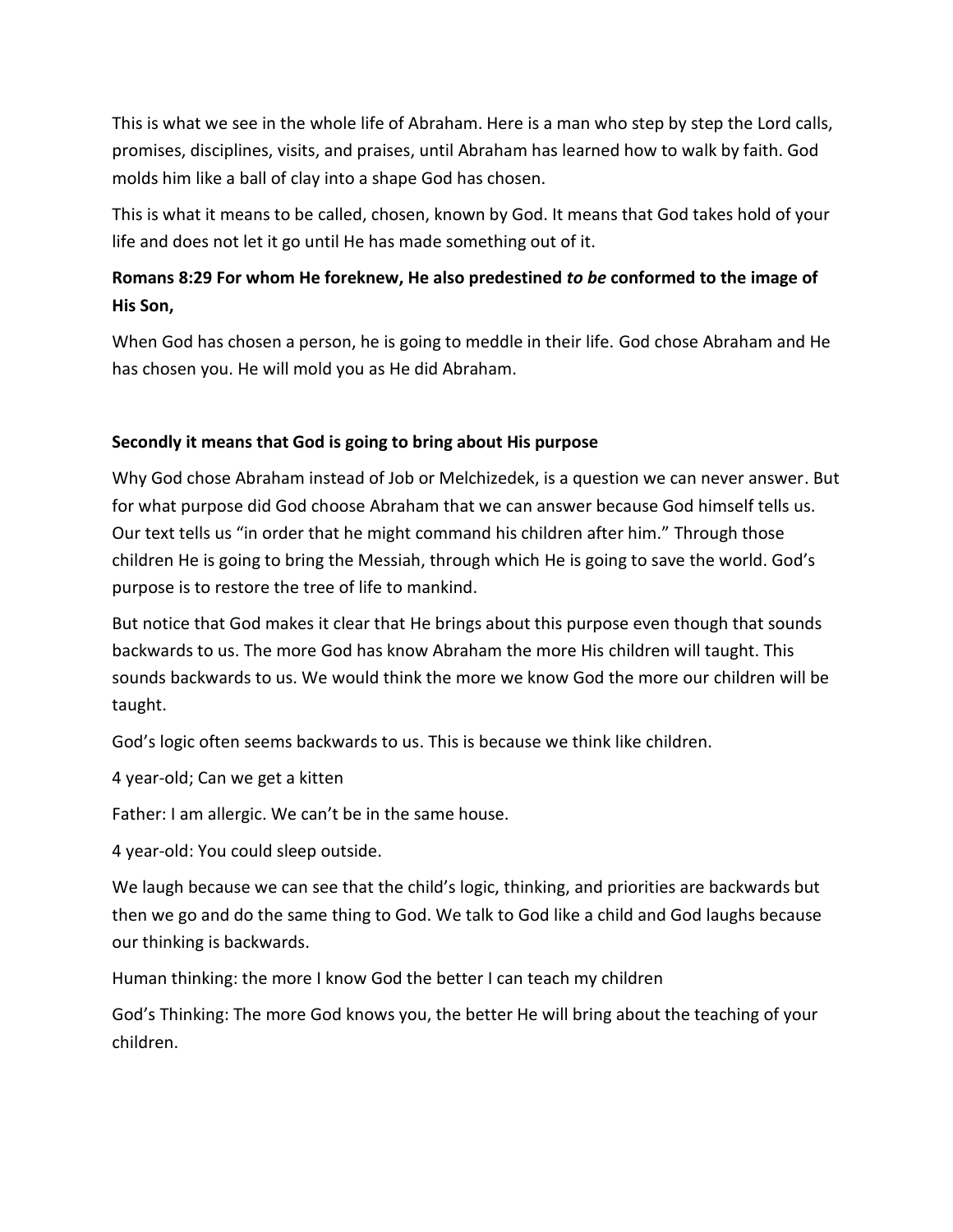This is what we see in the whole life of Abraham. Here is a man who step by step the Lord calls, promises, disciplines, visits, and praises, until Abraham has learned how to walk by faith. God molds him like a ball of clay into a shape God has chosen.

This is what it means to be called, chosen, known by God. It means that God takes hold of your life and does not let it go until He has made something out of it.

**Romans 8:29 For whom He foreknew, He also predestined *to be* conformed to the image of His Son,**

When God has chosen a person, he is going to meddle in their life. God chose Abraham and He has chosen you. He will mold you as He did Abraham.

**Secondly it means that God is going to bring about His purpose**

Why God chose Abraham instead of Job or Melchizedek, is a question we can never answer. But for what purpose did God choose Abraham that we can answer because God himself tells us. Our text tells us "in order that he might command his children after him." Through those children He is going to bring the Messiah, through which He is going to save the world. God's purpose is to restore the tree of life to mankind.

But notice that God makes it clear that He brings about this purpose even though that sounds backwards to us. The more God has know Abraham the more His children will taught. This sounds backwards to us. We would think the more we know God the more our children will be taught.

God's logic often seems backwards to us. This is because we think like children.

4 year-old; Can we get a kitten

Father: I am allergic. We can't be in the same house.

4 year-old: You could sleep outside.

We laugh because we can see that the child's logic, thinking, and priorities are backwards but then we go and do the same thing to God. We talk to God like a child and God laughs because our thinking is backwards.

Human thinking: the more I know God the better I can teach my children

God's Thinking: The more God knows you, the better He will bring about the teaching of your children.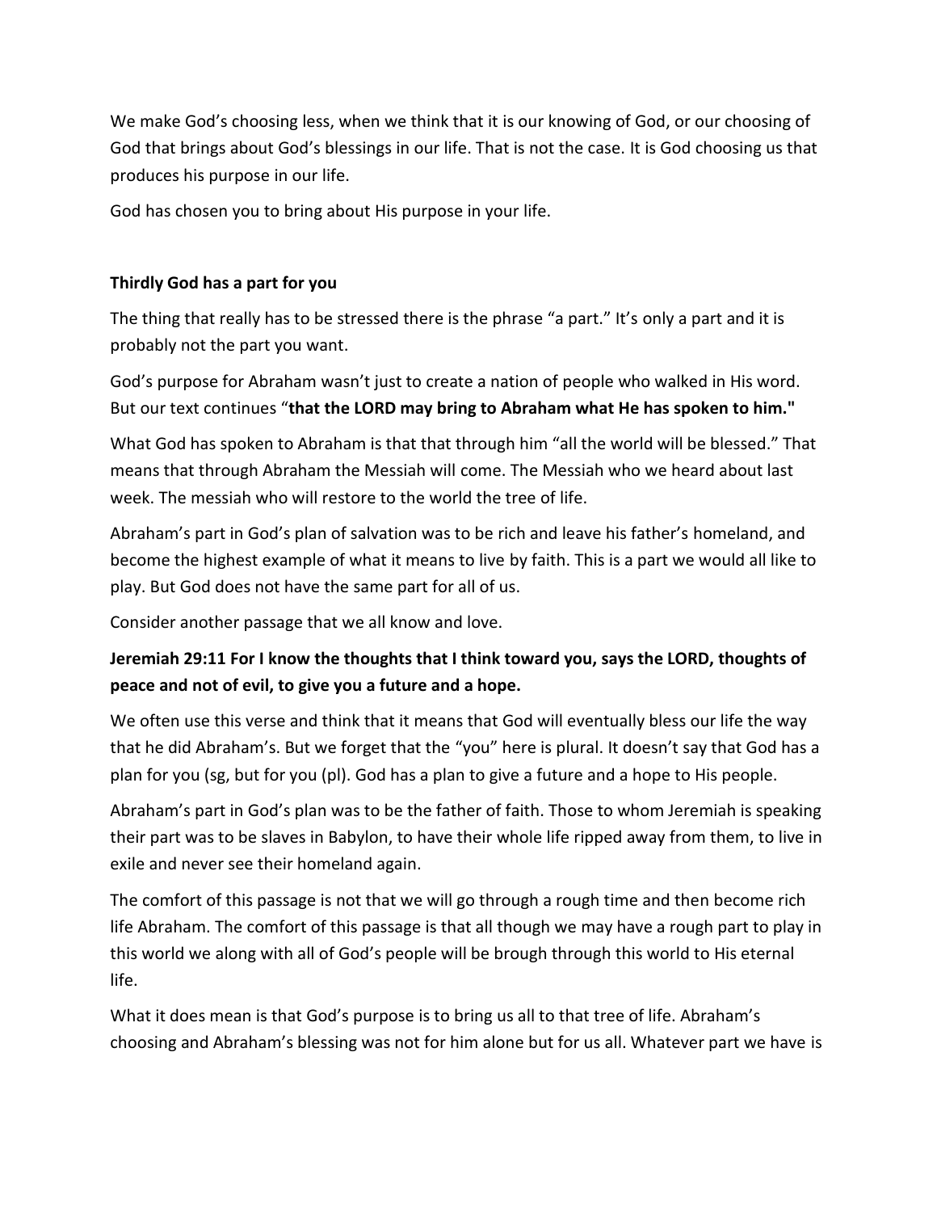We make God's choosing less, when we think that it is our knowing of God, or our choosing of God that brings about God's blessings in our life. That is not the case. It is God choosing us that produces his purpose in our life.

God has chosen you to bring about His purpose in your life.

**Thirdly God has a part for you**

The thing that really has to be stressed there is the phrase "a part." It's only a part and it is probably not the part you want.

God's purpose for Abraham wasn't just to create a nation of people who walked in His word. But our text continues "**that the LORD may bring to Abraham what He has spoken to him."**

What God has spoken to Abraham is that that through him "all the world will be blessed." That means that through Abraham the Messiah will come. The Messiah who we heard about last week. The messiah who will restore to the world the tree of life.

Abraham's part in God's plan of salvation was to be rich and leave his father's homeland, and become the highest example of what it means to live by faith. This is a part we would all like to play. But God does not have the same part for all of us.

Consider another passage that we all know and love.

**Jeremiah 29:11 For I know the thoughts that I think toward you, says the LORD, thoughts of peace and not of evil, to give you a future and a hope.**

We often use this verse and think that it means that God will eventually bless our life the way that he did Abraham's. But we forget that the "you" here is plural. It doesn't say that God has a plan for you (sg, but for you (pl). God has a plan to give a future and a hope to His people.

Abraham's part in God's plan was to be the father of faith. Those to whom Jeremiah is speaking their part was to be slaves in Babylon, to have their whole life ripped away from them, to live in exile and never see their homeland again.

The comfort of this passage is not that we will go through a rough time and then become rich life Abraham. The comfort of this passage is that all though we may have a rough part to play in this world we along with all of God's people will be brough through this world to His eternal life.

What it does mean is that God's purpose is to bring us all to that tree of life. Abraham's choosing and Abraham's blessing was not for him alone but for us all. Whatever part we have is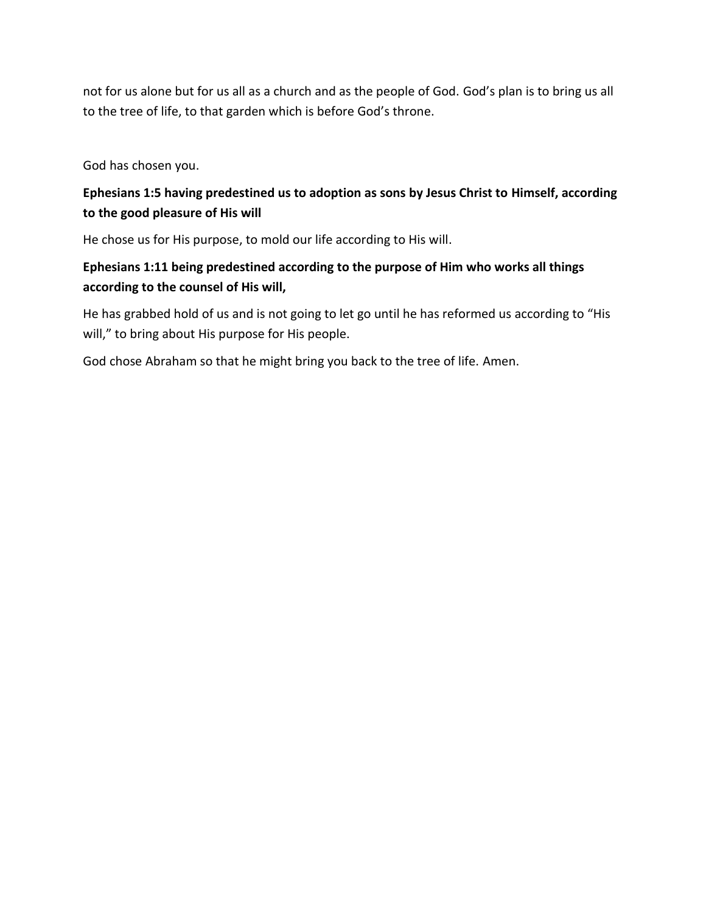not for us alone but for us all as a church and as the people of God. God's plan is to bring us all to the tree of life, to that garden which is before God's throne.

God has chosen you.

**Ephesians 1:5 having predestined us to adoption as sons by Jesus Christ to Himself, according to the good pleasure of His will**

He chose us for His purpose, to mold our life according to His will.

**Ephesians 1:11 being predestined according to the purpose of Him who works all things according to the counsel of His will,**

He has grabbed hold of us and is not going to let go until he has reformed us according to "His will," to bring about His purpose for His people.

God chose Abraham so that he might bring you back to the tree of life. Amen.